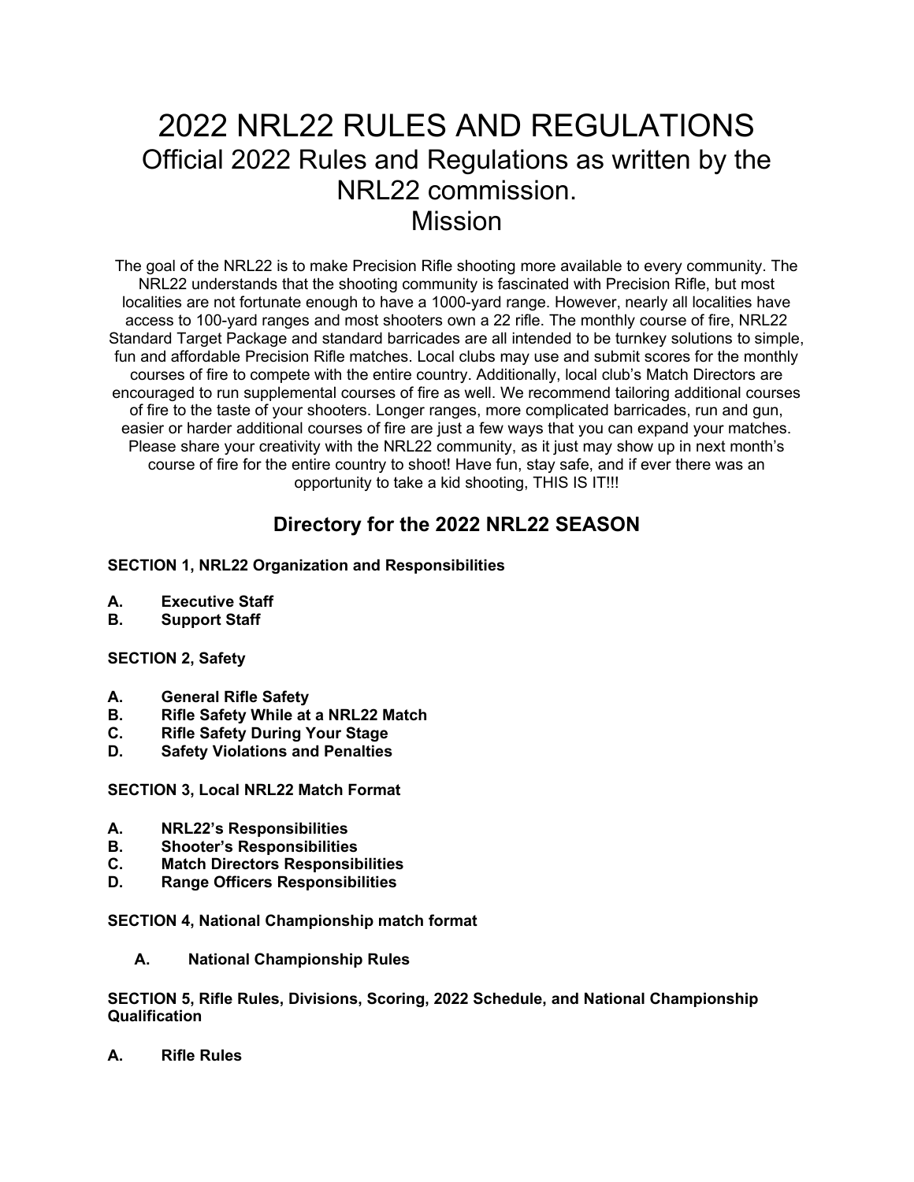# 2022 NRL22 RULES AND REGULATIONS

## Official 2022 Rules and Regulations as written by the NRL22 commission.

## Mission

The goal of the NRL22 is to make Precision Rifle shooting more available to every community. The NRL22 understands that the shooting community is fascinated with Precision Rifle, but most localities are not fortunate enough to have a 1000-yard range. However, nearly all localities have access to 100-yard ranges and most shooters own a 22 rifle. The monthly course of fire, NRL22 Standard Target Package and standard barricades are all intended to be turnkey solutions to simple, fun and affordable Precision Rifle matches. Local clubs may use and submit scores for the monthly courses of fire to compete with the entire country. Additionally, local club's Match Directors are encouraged to run supplemental courses of fire as well. We recommend tailoring additional courses of fire to the taste of your shooters. Longer ranges, more complicated barricades, run and gun, easier or harder additional courses of fire are just a few ways that you can expand your matches. Please share your creativity with the NRL22 community, as it just may show up in next month's course of fire for the entire country to shoot! Have fun, stay safe, and if ever there was an opportunity to take a kid shooting, THIS IS IT!!!

### Directory for the 2022 NRL22 SEASON

**SECTION 1, NRL22 Organization and Responsibilities**

- **A. Executive Staff**
- **B. Support Staff**

**SECTION 2, Safety**

- **A. General Rifle Safety**
- **B. Rifle Safety While at a NRL22 Match**
- **C. Rifle Safety During Your Stage**
- **D. Safety Violations and Penalties**

**SECTION 3, Local NRL22 Match Format**

- **A. NRL22's Responsibilities**
- **B. Shooter's Responsibilities**
- **C. Match Directors Responsibilities**
- **D. Range Officers Responsibilities**

**SECTION 4, National Championship match format**

- **A. National Championship Rules**

**SECTION 5, Rifle Rules, Divisions, Scoring, 2022 Schedule, and National Championship Qualification**

- **A. Rifle Rules**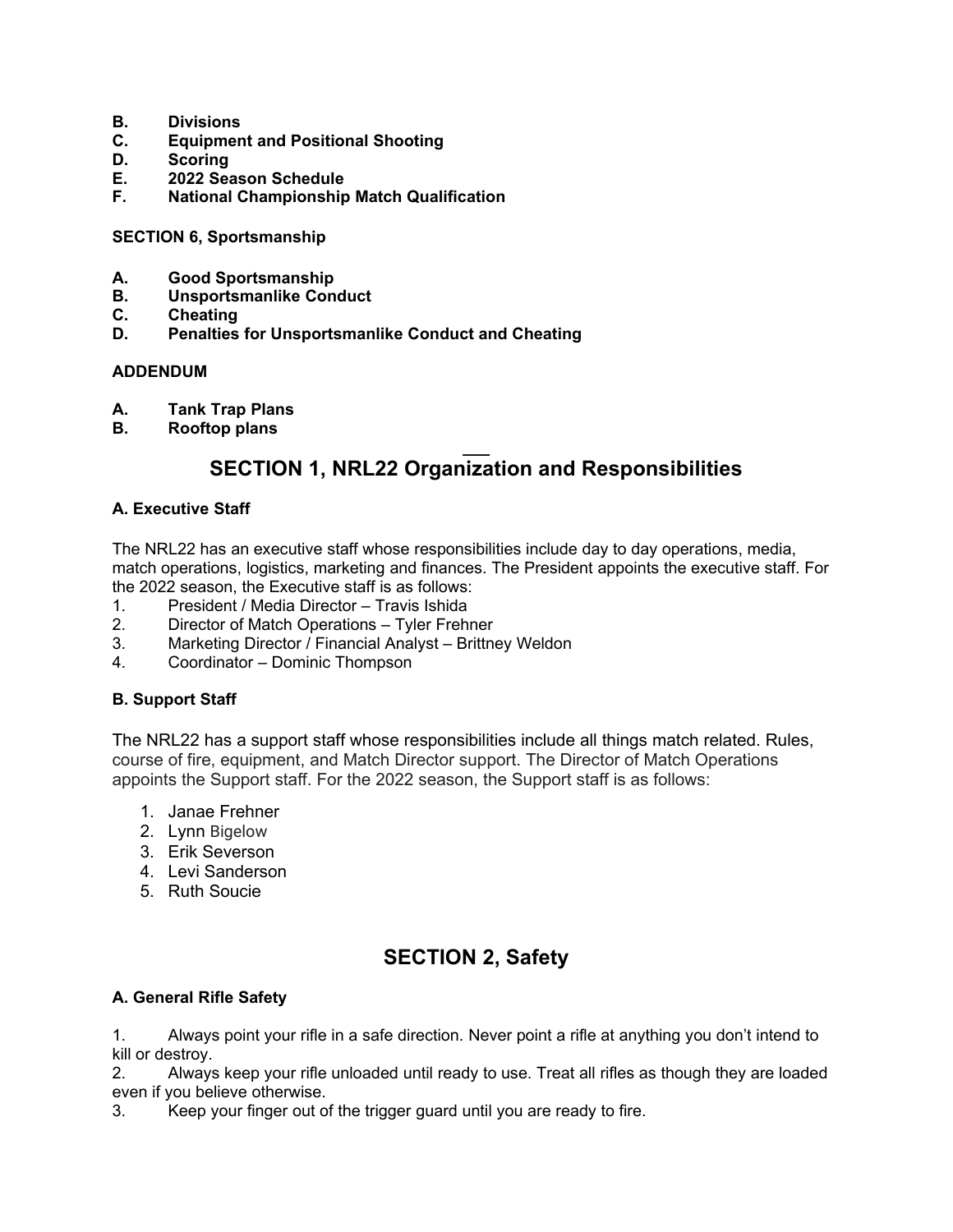**B. Divisions**
**C. Equipment and Positional Shooting**
**D. Scoring**
**E. 2022 Season Schedule**
**F. National Championship Match Qualification**

**SECTION 6, Sportsmanship**

**A. Good Sportsmanship**
**B. Unsportsmanlike Conduct**
**C. Cheating**
**D. Penalties for Unsportsmanlike Conduct and Cheating**

**ADDENDUM**

**A. Tank Trap Plans**
**B. Rooftop plans**

## SECTION 1, NRL22 Organization and Responsibilities

### A. Executive Staff

The NRL22 has an executive staff whose responsibilities include day to day operations, media, match operations, logistics, marketing and finances. The President appoints the executive staff. For the 2022 season, the Executive staff is as follows:

1. President / Media Director – Travis Ishida
2. Director of Match Operations – Tyler Frehner
3. Marketing Director / Financial Analyst – Brittney Weldon
4. Coordinator – Dominic Thompson

### B. Support Staff

The NRL22 has a support staff whose responsibilities include all things match related. Rules, course of fire, equipment, and Match Director support. The Director of Match Operations appoints the Support staff. For the 2022 season, the Support staff is as follows:

1. Janae Frehner
2. Lynn Bigelow
3. Erik Severson
4. Levi Sanderson
5. Ruth Soucie

## SECTION 2, Safety

### A. General Rifle Safety

1. Always point your rifle in a safe direction. Never point a rifle at anything you don't intend to kill or destroy.
2. Always keep your rifle unloaded until ready to use. Treat all rifles as though they are loaded even if you believe otherwise.
3. Keep your finger out of the trigger guard until you are ready to fire.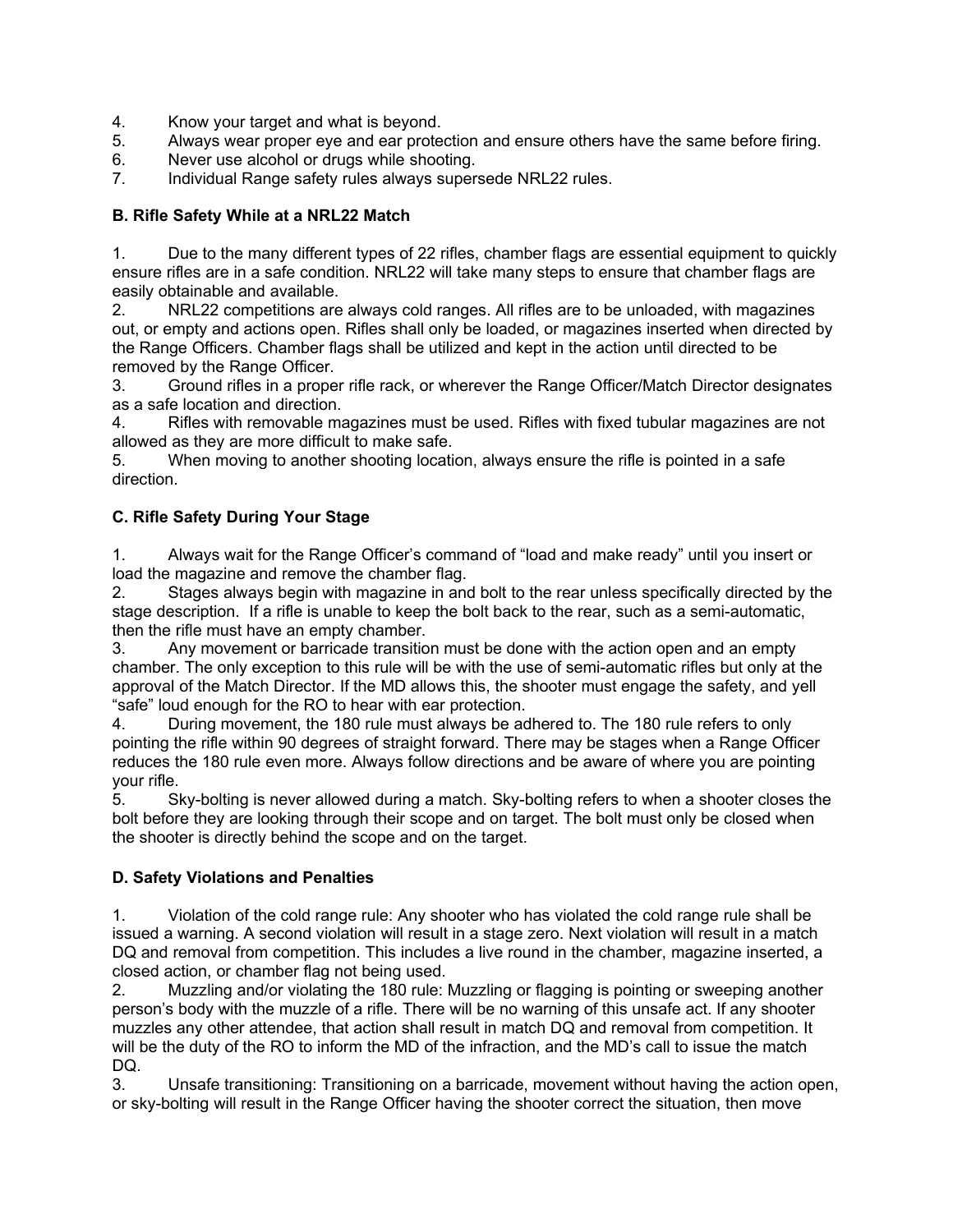4. Know your target and what is beyond.
5. Always wear proper eye and ear protection and ensure others have the same before firing.
6. Never use alcohol or drugs while shooting.
7. Individual Range safety rules always supersede NRL22 rules.

**B. Rifle Safety While at a NRL22 Match**

1. Due to the many different types of 22 rifles, chamber flags are essential equipment to quickly ensure rifles are in a safe condition. NRL22 will take many steps to ensure that chamber flags are easily obtainable and available.
2. NRL22 competitions are always cold ranges. All rifles are to be unloaded, with magazines out, or empty and actions open. Rifles shall only be loaded, or magazines inserted when directed by the Range Officers. Chamber flags shall be utilized and kept in the action until directed to be removed by the Range Officer.
3. Ground rifles in a proper rifle rack, or wherever the Range Officer/Match Director designates as a safe location and direction.
4. Rifles with removable magazines must be used. Rifles with fixed tubular magazines are not allowed as they are more difficult to make safe.
5. When moving to another shooting location, always ensure the rifle is pointed in a safe direction.

**C. Rifle Safety During Your Stage**

1. Always wait for the Range Officer's command of "load and make ready" until you insert or load the magazine and remove the chamber flag.
2. Stages always begin with magazine in and bolt to the rear unless specifically directed by the stage description. If a rifle is unable to keep the bolt back to the rear, such as a semi-automatic, then the rifle must have an empty chamber.
3. Any movement or barricade transition must be done with the action open and an empty chamber. The only exception to this rule will be with the use of semi-automatic rifles but only at the approval of the Match Director. If the MD allows this, the shooter must engage the safety, and yell "safe" loud enough for the RO to hear with ear protection.
4. During movement, the 180 rule must always be adhered to. The 180 rule refers to only pointing the rifle within 90 degrees of straight forward. There may be stages when a Range Officer reduces the 180 rule even more. Always follow directions and be aware of where you are pointing your rifle.
5. Sky-bolting is never allowed during a match. Sky-bolting refers to when a shooter closes the bolt before they are looking through their scope and on target. The bolt must only be closed when the shooter is directly behind the scope and on the target.

**D. Safety Violations and Penalties**

1. Violation of the cold range rule: Any shooter who has violated the cold range rule shall be issued a warning. A second violation will result in a stage zero. Next violation will result in a match DQ and removal from competition. This includes a live round in the chamber, magazine inserted, a closed action, or chamber flag not being used.
2. Muzzling and/or violating the 180 rule: Muzzling or flagging is pointing or sweeping another person's body with the muzzle of a rifle. There will be no warning of this unsafe act. If any shooter muzzles any other attendee, that action shall result in match DQ and removal from competition. It will be the duty of the RO to inform the MD of the infraction, and the MD's call to issue the match DQ.
3. Unsafe transitioning: Transitioning on a barricade, movement without having the action open, or sky-bolting will result in the Range Officer having the shooter correct the situation, then move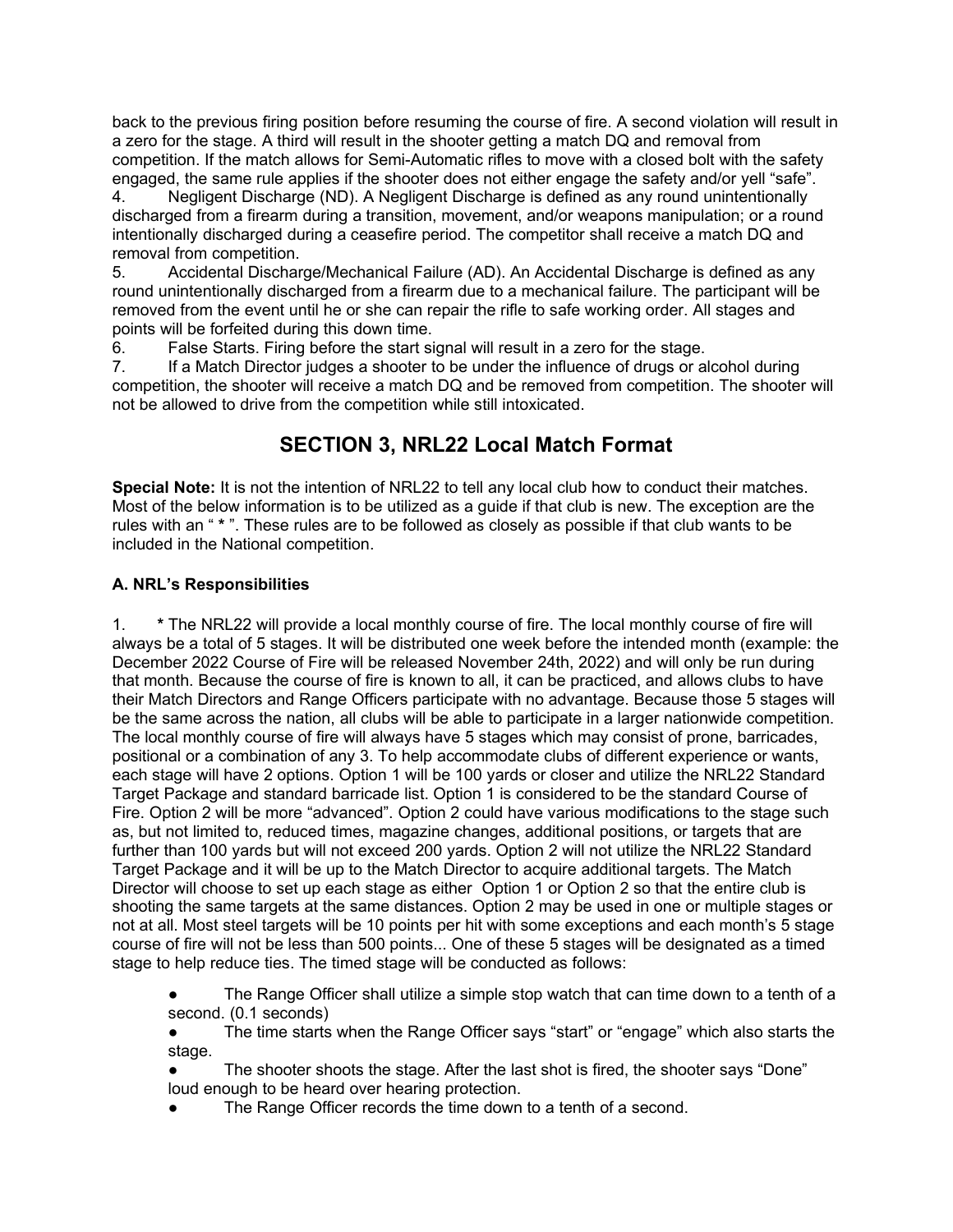back to the previous firing position before resuming the course of fire. A second violation will result in a zero for the stage. A third will result in the shooter getting a match DQ and removal from competition. If the match allows for Semi-Automatic rifles to move with a closed bolt with the safety engaged, the same rule applies if the shooter does not either engage the safety and/or yell "safe".

4. Negligent Discharge (ND). A Negligent Discharge is defined as any round unintentionally discharged from a firearm during a transition, movement, and/or weapons manipulation; or a round intentionally discharged during a ceasefire period. The competitor shall receive a match DQ and removal from competition.
5. Accidental Discharge/Mechanical Failure (AD). An Accidental Discharge is defined as any round unintentionally discharged from a firearm due to a mechanical failure. The participant will be removed from the event until he or she can repair the rifle to safe working order. All stages and points will be forfeited during this down time.
6. False Starts. Firing before the start signal will result in a zero for the stage.
7. If a Match Director judges a shooter to be under the influence of drugs or alcohol during competition, the shooter will receive a match DQ and be removed from competition. The shooter will not be allowed to drive from the competition while still intoxicated.

## SECTION 3, NRL22 Local Match Format

**Special Note:** It is not the intention of NRL22 to tell any local club how to conduct their matches. Most of the below information is to be utilized as a guide if that club is new. The exception are the rules with an " * ". These rules are to be followed as closely as possible if that club wants to be included in the National competition.

### A. NRL's Responsibilities

1. **\*** The NRL22 will provide a local monthly course of fire. The local monthly course of fire will always be a total of 5 stages. It will be distributed one week before the intended month (example: the December 2022 Course of Fire will be released November 24th, 2022) and will only be run during that month. Because the course of fire is known to all, it can be practiced, and allows clubs to have their Match Directors and Range Officers participate with no advantage. Because those 5 stages will be the same across the nation, all clubs will be able to participate in a larger nationwide competition. The local monthly course of fire will always have 5 stages which may consist of prone, barricades, positional or a combination of any 3. To help accommodate clubs of different experience or wants, each stage will have 2 options. Option 1 will be 100 yards or closer and utilize the NRL22 Standard Target Package and standard barricade list. Option 1 is considered to be the standard Course of Fire. Option 2 will be more "advanced". Option 2 could have various modifications to the stage such as, but not limited to, reduced times, magazine changes, additional positions, or targets that are further than 100 yards but will not exceed 200 yards. Option 2 will not utilize the NRL22 Standard Target Package and it will be up to the Match Director to acquire additional targets. The Match Director will choose to set up each stage as either Option 1 or Option 2 so that the entire club is shooting the same targets at the same distances. Option 2 may be used in one or multiple stages or not at all. Most steel targets will be 10 points per hit with some exceptions and each month's 5 stage course of fire will not be less than 500 points... One of these 5 stages will be designated as a timed stage to help reduce ties. The timed stage will be conducted as follows:

- The Range Officer shall utilize a simple stop watch that can time down to a tenth of a second. (0.1 seconds)
- The time starts when the Range Officer says "start" or "engage" which also starts the stage.
- The shooter shoots the stage. After the last shot is fired, the shooter says "Done" loud enough to be heard over hearing protection.
- The Range Officer records the time down to a tenth of a second.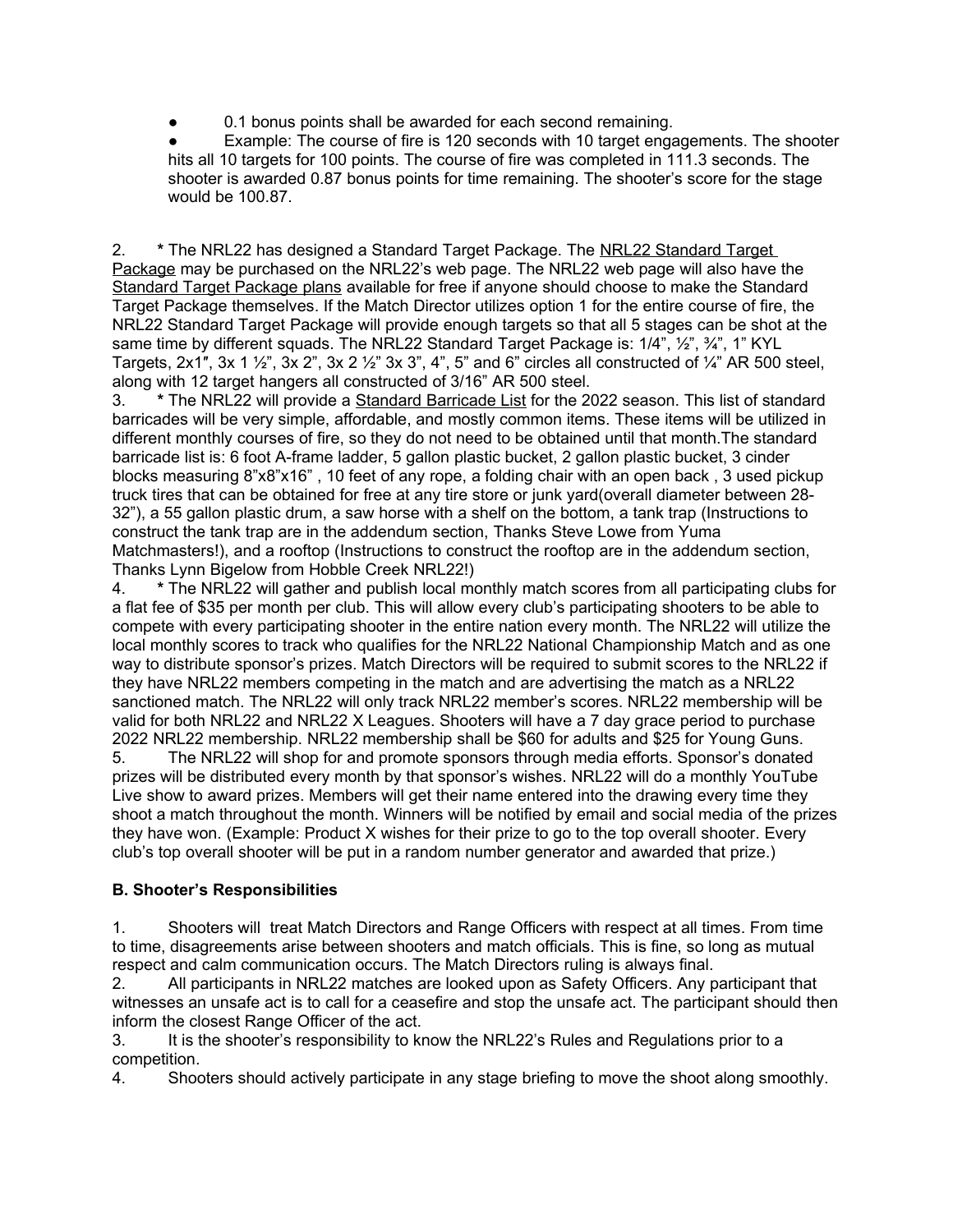- 0.1 bonus points shall be awarded for each second remaining.
- Example: The course of fire is 120 seconds with 10 target engagements. The shooter hits all 10 targets for 100 points. The course of fire was completed in 111.3 seconds. The shooter is awarded 0.87 bonus points for time remaining. The shooter's score for the stage would be 100.87.

2. **\*** The NRL22 has designed a Standard Target Package. The NRL22 Standard Target Package may be purchased on the NRL22's web page. The NRL22 web page will also have the Standard Target Package plans available for free if anyone should choose to make the Standard Target Package themselves. If the Match Director utilizes option 1 for the entire course of fire, the NRL22 Standard Target Package will provide enough targets so that all 5 stages can be shot at the same time by different squads. The NRL22 Standard Target Package is: 1/4", ½", ¾", 1" KYL Targets, 2x1", 3x 1 ½", 3x 2", 3x 2 ½" 3x 3", 4", 5" and 6" circles all constructed of ¼" AR 500 steel, along with 12 target hangers all constructed of 3/16" AR 500 steel.
3. **\*** The NRL22 will provide a Standard Barricade List for the 2022 season. This list of standard barricades will be very simple, affordable, and mostly common items. These items will be utilized in different monthly courses of fire, so they do not need to be obtained until that month.The standard barricade list is: 6 foot A-frame ladder, 5 gallon plastic bucket, 2 gallon plastic bucket, 3 cinder blocks measuring 8"x8"x16" , 10 feet of any rope, a folding chair with an open back , 3 used pickup truck tires that can be obtained for free at any tire store or junk yard(overall diameter between 28-32"), a 55 gallon plastic drum, a saw horse with a shelf on the bottom, a tank trap (Instructions to construct the tank trap are in the addendum section, Thanks Steve Lowe from Yuma Matchmasters!), and a rooftop (Instructions to construct the rooftop are in the addendum section, Thanks Lynn Bigelow from Hobble Creek NRL22!)
4. **\*** The NRL22 will gather and publish local monthly match scores from all participating clubs for a flat fee of $35 per month per club. This will allow every club's participating shooters to be able to compete with every participating shooter in the entire nation every month. The NRL22 will utilize the local monthly scores to track who qualifies for the NRL22 National Championship Match and as one way to distribute sponsor's prizes. Match Directors will be required to submit scores to the NRL22 if they have NRL22 members competing in the match and are advertising the match as a NRL22 sanctioned match. The NRL22 will only track NRL22 member's scores. NRL22 membership will be valid for both NRL22 and NRL22 X Leagues. Shooters will have a 7 day grace period to purchase 2022 NRL22 membership. NRL22 membership shall be $60 for adults and $25 for Young Guns.
5. The NRL22 will shop for and promote sponsors through media efforts. Sponsor's donated prizes will be distributed every month by that sponsor's wishes. NRL22 will do a monthly YouTube Live show to award prizes. Members will get their name entered into the drawing every time they shoot a match throughout the month. Winners will be notified by email and social media of the prizes they have won. (Example: Product X wishes for their prize to go to the top overall shooter. Every club's top overall shooter will be put in a random number generator and awarded that prize.)

**B. Shooter's Responsibilities**

1. Shooters will treat Match Directors and Range Officers with respect at all times. From time to time, disagreements arise between shooters and match officials. This is fine, so long as mutual respect and calm communication occurs. The Match Directors ruling is always final.
2. All participants in NRL22 matches are looked upon as Safety Officers. Any participant that witnesses an unsafe act is to call for a ceasefire and stop the unsafe act. The participant should then inform the closest Range Officer of the act.
3. It is the shooter's responsibility to know the NRL22's Rules and Regulations prior to a competition.
4. Shooters should actively participate in any stage briefing to move the shoot along smoothly.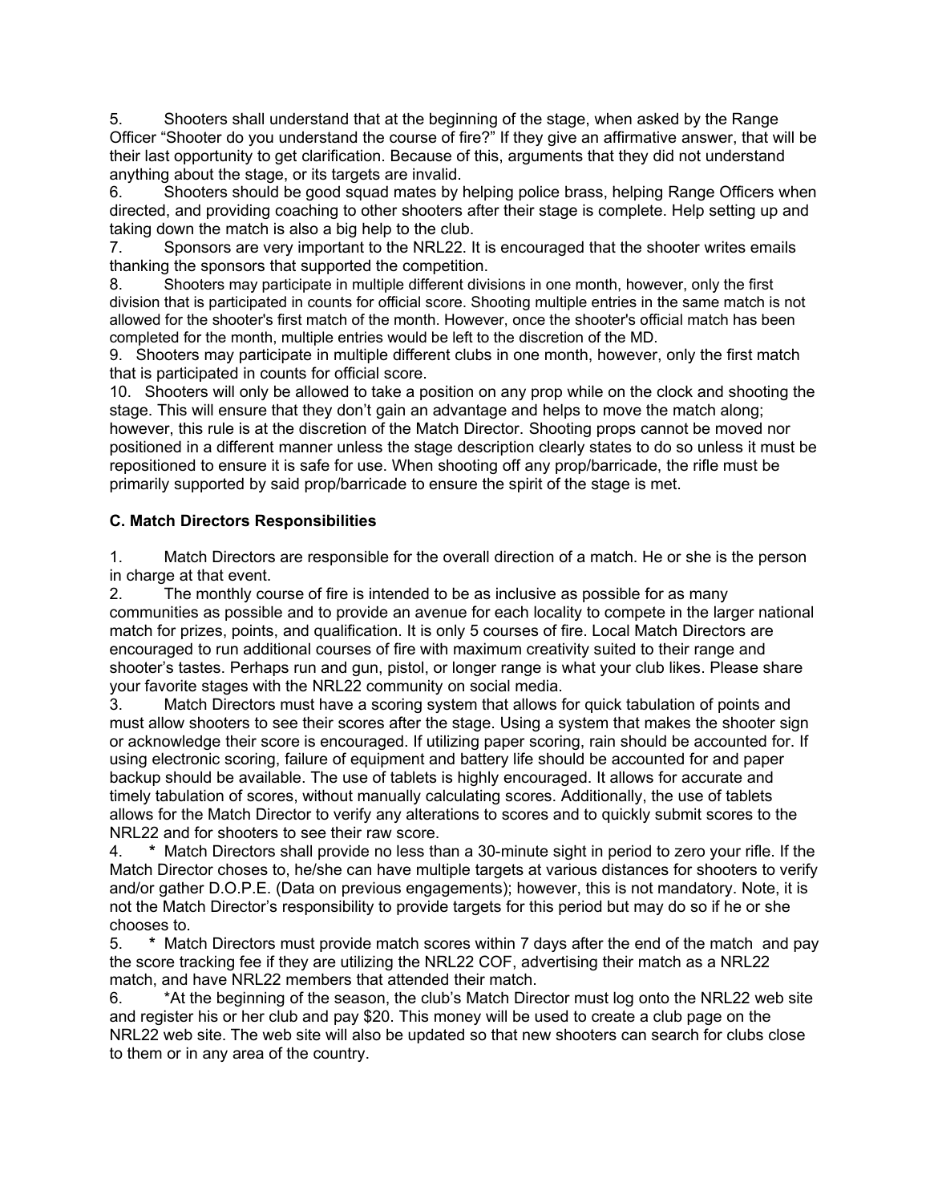5. Shooters shall understand that at the beginning of the stage, when asked by the Range Officer "Shooter do you understand the course of fire?" If they give an affirmative answer, that will be their last opportunity to get clarification. Because of this, arguments that they did not understand anything about the stage, or its targets are invalid.
6. Shooters should be good squad mates by helping police brass, helping Range Officers when directed, and providing coaching to other shooters after their stage is complete. Help setting up and taking down the match is also a big help to the club.
7. Sponsors are very important to the NRL22. It is encouraged that the shooter writes emails thanking the sponsors that supported the competition.
8. Shooters may participate in multiple different divisions in one month, however, only the first division that is participated in counts for official score. Shooting multiple entries in the same match is not allowed for the shooter's first match of the month. However, once the shooter's official match has been completed for the month, multiple entries would be left to the discretion of the MD.
9. Shooters may participate in multiple different clubs in one month, however, only the first match that is participated in counts for official score.
10. Shooters will only be allowed to take a position on any prop while on the clock and shooting the stage. This will ensure that they don't gain an advantage and helps to move the match along; however, this rule is at the discretion of the Match Director. Shooting props cannot be moved nor positioned in a different manner unless the stage description clearly states to do so unless it must be repositioned to ensure it is safe for use. When shooting off any prop/barricade, the rifle must be primarily supported by said prop/barricade to ensure the spirit of the stage is met.

**C. Match Directors Responsibilities**

1. Match Directors are responsible for the overall direction of a match. He or she is the person in charge at that event.
2. The monthly course of fire is intended to be as inclusive as possible for as many communities as possible and to provide an avenue for each locality to compete in the larger national match for prizes, points, and qualification. It is only 5 courses of fire. Local Match Directors are encouraged to run additional courses of fire with maximum creativity suited to their range and shooter's tastes. Perhaps run and gun, pistol, or longer range is what your club likes. Please share your favorite stages with the NRL22 community on social media.
3. Match Directors must have a scoring system that allows for quick tabulation of points and must allow shooters to see their scores after the stage. Using a system that makes the shooter sign or acknowledge their score is encouraged. If utilizing paper scoring, rain should be accounted for. If using electronic scoring, failure of equipment and battery life should be accounted for and paper backup should be available. The use of tablets is highly encouraged. It allows for accurate and timely tabulation of scores, without manually calculating scores. Additionally, the use of tablets allows for the Match Director to verify any alterations to scores and to quickly submit scores to the NRL22 and for shooters to see their raw score.
4. * Match Directors shall provide no less than a 30-minute sight in period to zero your rifle. If the Match Director choses to, he/she can have multiple targets at various distances for shooters to verify and/or gather D.O.P.E. (Data on previous engagements); however, this is not mandatory. Note, it is not the Match Director's responsibility to provide targets for this period but may do so if he or she chooses to.
5. * Match Directors must provide match scores within 7 days after the end of the match and pay the score tracking fee if they are utilizing the NRL22 COF, advertising their match as a NRL22 match, and have NRL22 members that attended their match.
6. *At the beginning of the season, the club's Match Director must log onto the NRL22 web site and register his or her club and pay $20. This money will be used to create a club page on the NRL22 web site. The web site will also be updated so that new shooters can search for clubs close to them or in any area of the country.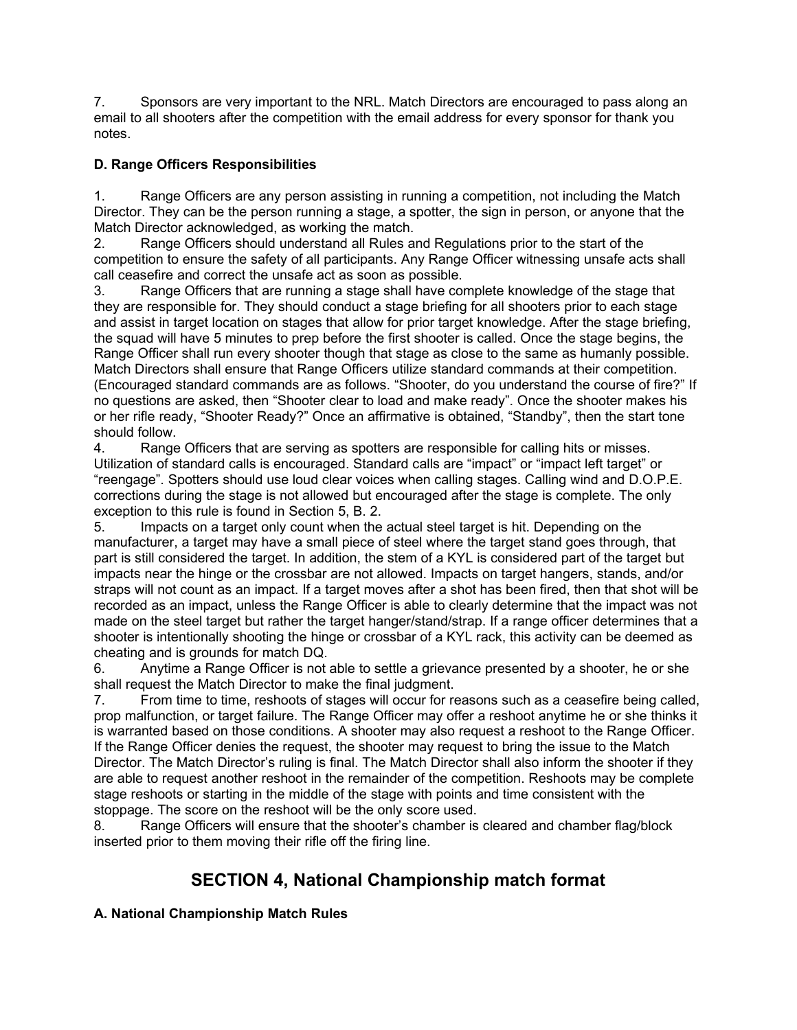7. Sponsors are very important to the NRL. Match Directors are encouraged to pass along an email to all shooters after the competition with the email address for every sponsor for thank you notes.

**D. Range Officers Responsibilities**

1. Range Officers are any person assisting in running a competition, not including the Match Director. They can be the person running a stage, a spotter, the sign in person, or anyone that the Match Director acknowledged, as working the match.
2. Range Officers should understand all Rules and Regulations prior to the start of the competition to ensure the safety of all participants. Any Range Officer witnessing unsafe acts shall call ceasefire and correct the unsafe act as soon as possible.
3. Range Officers that are running a stage shall have complete knowledge of the stage that they are responsible for. They should conduct a stage briefing for all shooters prior to each stage and assist in target location on stages that allow for prior target knowledge. After the stage briefing, the squad will have 5 minutes to prep before the first shooter is called. Once the stage begins, the Range Officer shall run every shooter though that stage as close to the same as humanly possible. Match Directors shall ensure that Range Officers utilize standard commands at their competition. (Encouraged standard commands are as follows. "Shooter, do you understand the course of fire?" If no questions are asked, then "Shooter clear to load and make ready". Once the shooter makes his or her rifle ready, "Shooter Ready?" Once an affirmative is obtained, "Standby", then the start tone should follow.
4. Range Officers that are serving as spotters are responsible for calling hits or misses. Utilization of standard calls is encouraged. Standard calls are "impact" or "impact left target" or "reengage". Spotters should use loud clear voices when calling stages. Calling wind and D.O.P.E. corrections during the stage is not allowed but encouraged after the stage is complete. The only exception to this rule is found in Section 5, B. 2.
5. Impacts on a target only count when the actual steel target is hit. Depending on the manufacturer, a target may have a small piece of steel where the target stand goes through, that part is still considered the target. In addition, the stem of a KYL is considered part of the target but impacts near the hinge or the crossbar are not allowed. Impacts on target hangers, stands, and/or straps will not count as an impact. If a target moves after a shot has been fired, then that shot will be recorded as an impact, unless the Range Officer is able to clearly determine that the impact was not made on the steel target but rather the target hanger/stand/strap. If a range officer determines that a shooter is intentionally shooting the hinge or crossbar of a KYL rack, this activity can be deemed as cheating and is grounds for match DQ.
6. Anytime a Range Officer is not able to settle a grievance presented by a shooter, he or she shall request the Match Director to make the final judgment.
7. From time to time, reshoots of stages will occur for reasons such as a ceasefire being called, prop malfunction, or target failure. The Range Officer may offer a reshoot anytime he or she thinks it is warranted based on those conditions. A shooter may also request a reshoot to the Range Officer. If the Range Officer denies the request, the shooter may request to bring the issue to the Match Director. The Match Director's ruling is final. The Match Director shall also inform the shooter if they are able to request another reshoot in the remainder of the competition. Reshoots may be complete stage reshoots or starting in the middle of the stage with points and time consistent with the stoppage. The score on the reshoot will be the only score used.
8. Range Officers will ensure that the shooter's chamber is cleared and chamber flag/block inserted prior to them moving their rifle off the firing line.

## SECTION 4, National Championship match format

**A. National Championship Match Rules**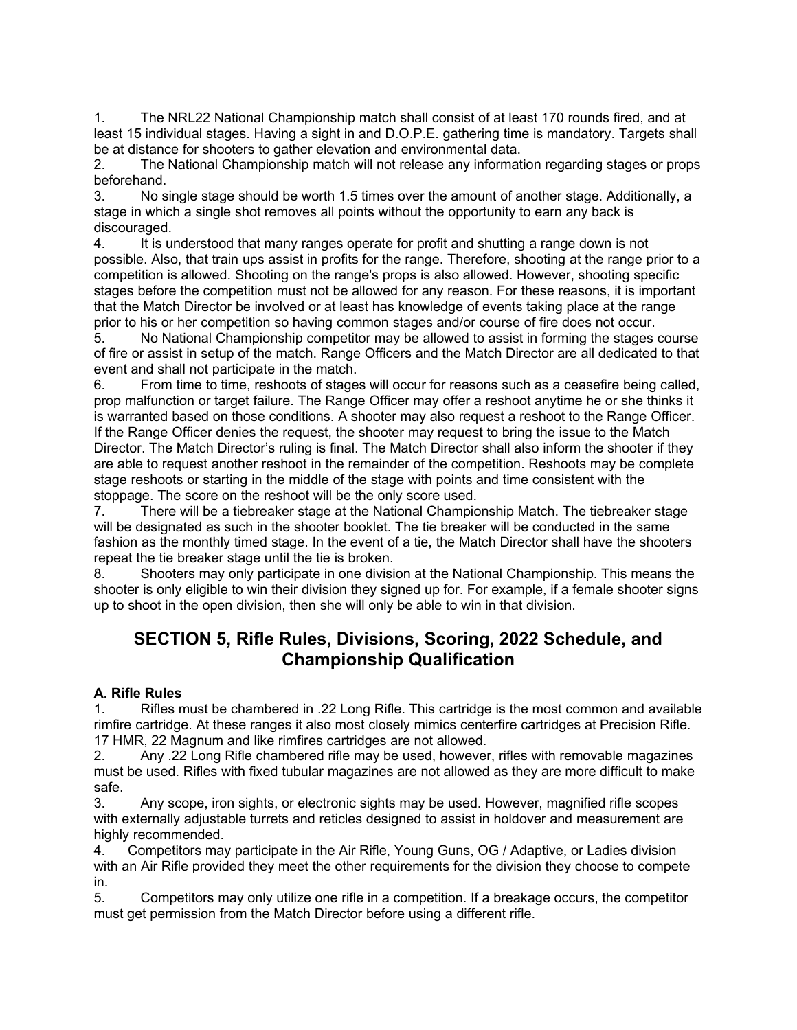1. The NRL22 National Championship match shall consist of at least 170 rounds fired, and at least 15 individual stages. Having a sight in and D.O.P.E. gathering time is mandatory. Targets shall be at distance for shooters to gather elevation and environmental data.
2. The National Championship match will not release any information regarding stages or props beforehand.
3. No single stage should be worth 1.5 times over the amount of another stage. Additionally, a stage in which a single shot removes all points without the opportunity to earn any back is discouraged.
4. It is understood that many ranges operate for profit and shutting a range down is not possible. Also, that train ups assist in profits for the range. Therefore, shooting at the range prior to a competition is allowed. Shooting on the range's props is also allowed. However, shooting specific stages before the competition must not be allowed for any reason. For these reasons, it is important that the Match Director be involved or at least has knowledge of events taking place at the range prior to his or her competition so having common stages and/or course of fire does not occur.
5. No National Championship competitor may be allowed to assist in forming the stages course of fire or assist in setup of the match. Range Officers and the Match Director are all dedicated to that event and shall not participate in the match.
6. From time to time, reshoots of stages will occur for reasons such as a ceasefire being called, prop malfunction or target failure. The Range Officer may offer a reshoot anytime he or she thinks it is warranted based on those conditions. A shooter may also request a reshoot to the Range Officer. If the Range Officer denies the request, the shooter may request to bring the issue to the Match Director. The Match Director's ruling is final. The Match Director shall also inform the shooter if they are able to request another reshoot in the remainder of the competition. Reshoots may be complete stage reshoots or starting in the middle of the stage with points and time consistent with the stoppage. The score on the reshoot will be the only score used.
7. There will be a tiebreaker stage at the National Championship Match. The tiebreaker stage will be designated as such in the shooter booklet. The tie breaker will be conducted in the same fashion as the monthly timed stage. In the event of a tie, the Match Director shall have the shooters repeat the tie breaker stage until the tie is broken.
8. Shooters may only participate in one division at the National Championship. This means the shooter is only eligible to win their division they signed up for. For example, if a female shooter signs up to shoot in the open division, then she will only be able to win in that division.

## SECTION 5, Rifle Rules, Divisions, Scoring, 2022 Schedule, and Championship Qualification

**A. Rifle Rules**

1. Rifles must be chambered in .22 Long Rifle. This cartridge is the most common and available rimfire cartridge. At these ranges it also most closely mimics centerfire cartridges at Precision Rifle. 17 HMR, 22 Magnum and like rimfires cartridges are not allowed.
2. Any .22 Long Rifle chambered rifle may be used, however, rifles with removable magazines must be used. Rifles with fixed tubular magazines are not allowed as they are more difficult to make safe.
3. Any scope, iron sights, or electronic sights may be used. However, magnified rifle scopes with externally adjustable turrets and reticles designed to assist in holdover and measurement are highly recommended.
4. Competitors may participate in the Air Rifle, Young Guns, OG / Adaptive, or Ladies division with an Air Rifle provided they meet the other requirements for the division they choose to compete in.
5. Competitors may only utilize one rifle in a competition. If a breakage occurs, the competitor must get permission from the Match Director before using a different rifle.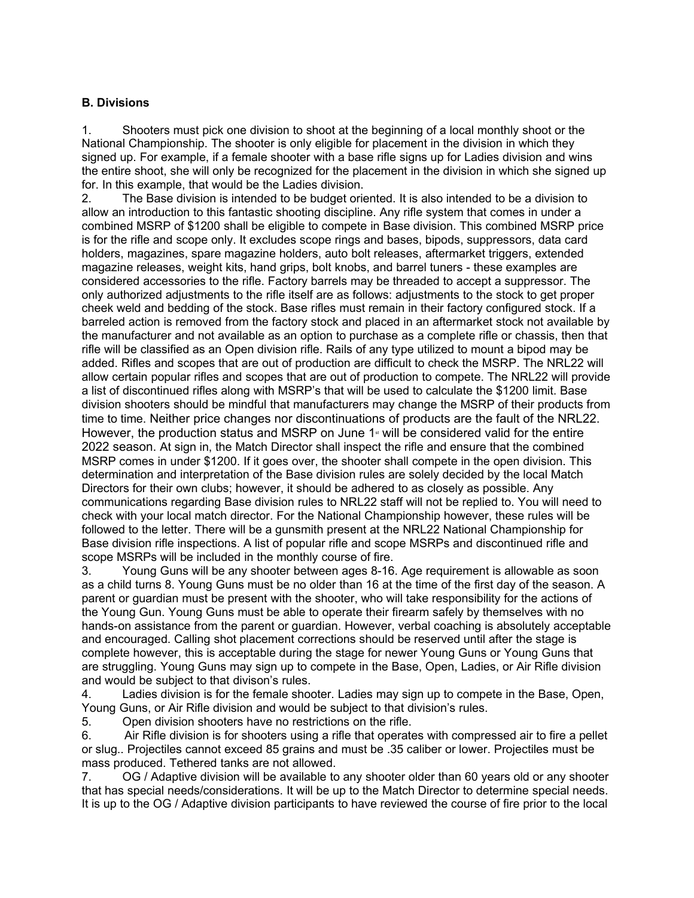**B. Divisions**

1. Shooters must pick one division to shoot at the beginning of a local monthly shoot or the National Championship. The shooter is only eligible for placement in the division in which they signed up. For example, if a female shooter with a base rifle signs up for Ladies division and wins the entire shoot, she will only be recognized for the placement in the division in which she signed up for. In this example, that would be the Ladies division.
2. The Base division is intended to be budget oriented. It is also intended to be a division to allow an introduction to this fantastic shooting discipline. Any rifle system that comes in under a combined MSRP of $1200 shall be eligible to compete in Base division. This combined MSRP price is for the rifle and scope only. It excludes scope rings and bases, bipods, suppressors, data card holders, magazines, spare magazine holders, auto bolt releases, aftermarket triggers, extended magazine releases, weight kits, hand grips, bolt knobs, and barrel tuners - these examples are considered accessories to the rifle. Factory barrels may be threaded to accept a suppressor. The only authorized adjustments to the rifle itself are as follows: adjustments to the stock to get proper cheek weld and bedding of the stock. Base rifles must remain in their factory configured stock. If a barreled action is removed from the factory stock and placed in an aftermarket stock not available by the manufacturer and not available as an option to purchase as a complete rifle or chassis, then that rifle will be classified as an Open division rifle. Rails of any type utilized to mount a bipod may be added. Rifles and scopes that are out of production are difficult to check the MSRP. The NRL22 will allow certain popular rifles and scopes that are out of production to compete. The NRL22 will provide a list of discontinued rifles along with MSRP's that will be used to calculate the $1200 limit. Base division shooters should be mindful that manufacturers may change the MSRP of their products from time to time. Neither price changes nor discontinuations of products are the fault of the NRL22. However, the production status and MSRP on June 1st will be considered valid for the entire 2022 season. At sign in, the Match Director shall inspect the rifle and ensure that the combined MSRP comes in under $1200. If it goes over, the shooter shall compete in the open division. This determination and interpretation of the Base division rules are solely decided by the local Match Directors for their own clubs; however, it should be adhered to as closely as possible. Any communications regarding Base division rules to NRL22 staff will not be replied to. You will need to check with your local match director. For the National Championship however, these rules will be followed to the letter. There will be a gunsmith present at the NRL22 National Championship for Base division rifle inspections. A list of popular rifle and scope MSRPs and discontinued rifle and scope MSRPs will be included in the monthly course of fire.
3. Young Guns will be any shooter between ages 8-16. Age requirement is allowable as soon as a child turns 8. Young Guns must be no older than 16 at the time of the first day of the season. A parent or guardian must be present with the shooter, who will take responsibility for the actions of the Young Gun. Young Guns must be able to operate their firearm safely by themselves with no hands-on assistance from the parent or guardian. However, verbal coaching is absolutely acceptable and encouraged. Calling shot placement corrections should be reserved until after the stage is complete however, this is acceptable during the stage for newer Young Guns or Young Guns that are struggling. Young Guns may sign up to compete in the Base, Open, Ladies, or Air Rifle division and would be subject to that divison's rules.
4. Ladies division is for the female shooter. Ladies may sign up to compete in the Base, Open, Young Guns, or Air Rifle division and would be subject to that division's rules.
5. Open division shooters have no restrictions on the rifle.
6. Air Rifle division is for shooters using a rifle that operates with compressed air to fire a pellet or slug.. Projectiles cannot exceed 85 grains and must be .35 caliber or lower. Projectiles must be mass produced. Tethered tanks are not allowed.
7. OG / Adaptive division will be available to any shooter older than 60 years old or any shooter that has special needs/considerations. It will be up to the Match Director to determine special needs. It is up to the OG / Adaptive division participants to have reviewed the course of fire prior to the local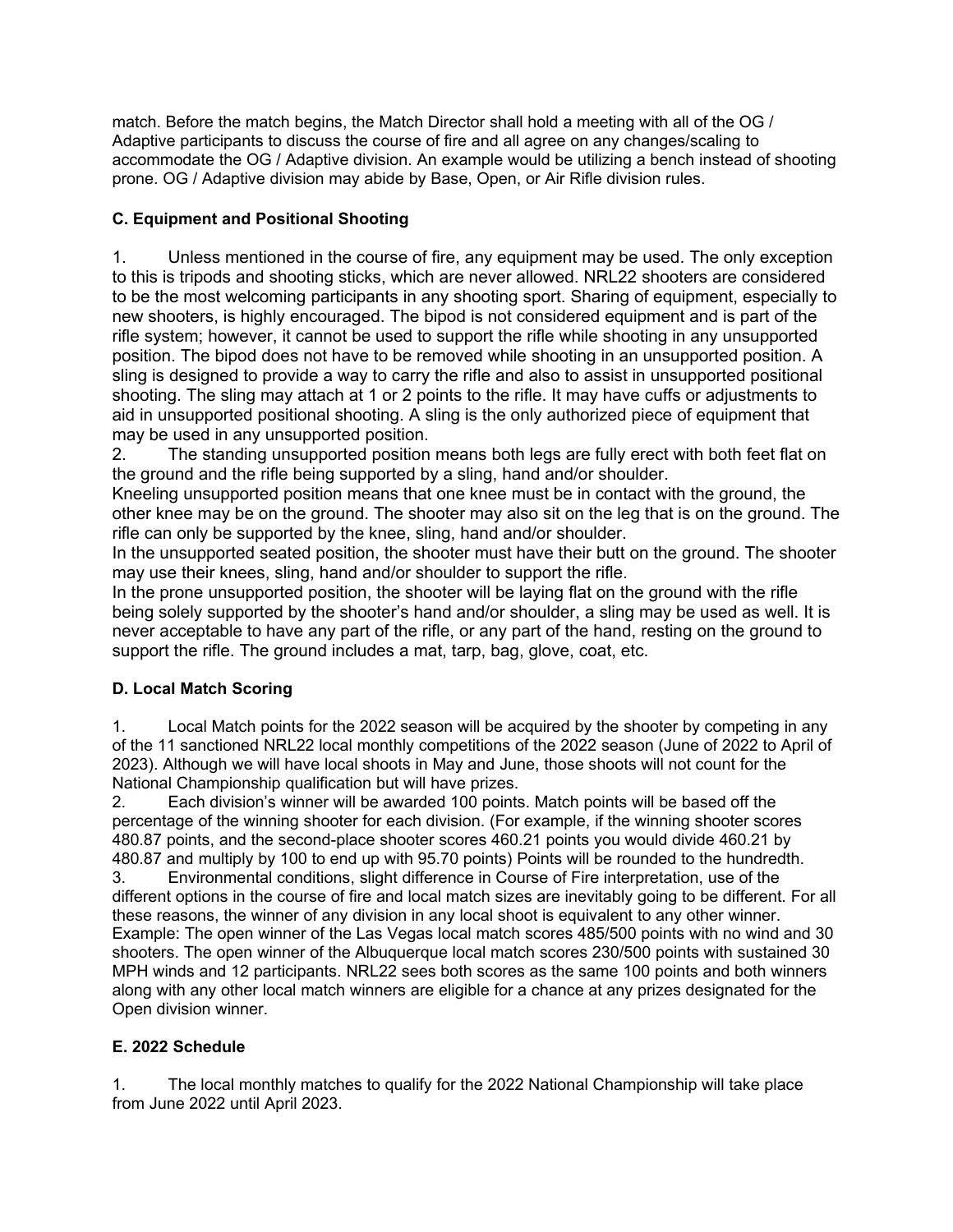match. Before the match begins, the Match Director shall hold a meeting with all of the OG / Adaptive participants to discuss the course of fire and all agree on any changes/scaling to accommodate the OG / Adaptive division. An example would be utilizing a bench instead of shooting prone. OG / Adaptive division may abide by Base, Open, or Air Rifle division rules.

**C. Equipment and Positional Shooting**

1. Unless mentioned in the course of fire, any equipment may be used. The only exception to this is tripods and shooting sticks, which are never allowed. NRL22 shooters are considered to be the most welcoming participants in any shooting sport. Sharing of equipment, especially to new shooters, is highly encouraged. The bipod is not considered equipment and is part of the rifle system; however, it cannot be used to support the rifle while shooting in any unsupported position. The bipod does not have to be removed while shooting in an unsupported position. A sling is designed to provide a way to carry the rifle and also to assist in unsupported positional shooting. The sling may attach at 1 or 2 points to the rifle. It may have cuffs or adjustments to aid in unsupported positional shooting. A sling is the only authorized piece of equipment that may be used in any unsupported position.
2. The standing unsupported position means both legs are fully erect with both feet flat on the ground and the rifle being supported by a sling, hand and/or shoulder.

Kneeling unsupported position means that one knee must be in contact with the ground, the other knee may be on the ground. The shooter may also sit on the leg that is on the ground. The rifle can only be supported by the knee, sling, hand and/or shoulder.

In the unsupported seated position, the shooter must have their butt on the ground. The shooter may use their knees, sling, hand and/or shoulder to support the rifle.

In the prone unsupported position, the shooter will be laying flat on the ground with the rifle being solely supported by the shooter's hand and/or shoulder, a sling may be used as well. It is never acceptable to have any part of the rifle, or any part of the hand, resting on the ground to support the rifle. The ground includes a mat, tarp, bag, glove, coat, etc.

**D. Local Match Scoring**

1. Local Match points for the 2022 season will be acquired by the shooter by competing in any of the 11 sanctioned NRL22 local monthly competitions of the 2022 season (June of 2022 to April of 2023). Although we will have local shoots in May and June, those shoots will not count for the National Championship qualification but will have prizes.
2. Each division's winner will be awarded 100 points. Match points will be based off the percentage of the winning shooter for each division. (For example, if the winning shooter scores 480.87 points, and the second-place shooter scores 460.21 points you would divide 460.21 by 480.87 and multiply by 100 to end up with 95.70 points) Points will be rounded to the hundredth.
3. Environmental conditions, slight difference in Course of Fire interpretation, use of the different options in the course of fire and local match sizes are inevitably going to be different. For all these reasons, the winner of any division in any local shoot is equivalent to any other winner. Example: The open winner of the Las Vegas local match scores 485/500 points with no wind and 30 shooters. The open winner of the Albuquerque local match scores 230/500 points with sustained 30 MPH winds and 12 participants. NRL22 sees both scores as the same 100 points and both winners along with any other local match winners are eligible for a chance at any prizes designated for the Open division winner.

**E. 2022 Schedule**

1. The local monthly matches to qualify for the 2022 National Championship will take place from June 2022 until April 2023.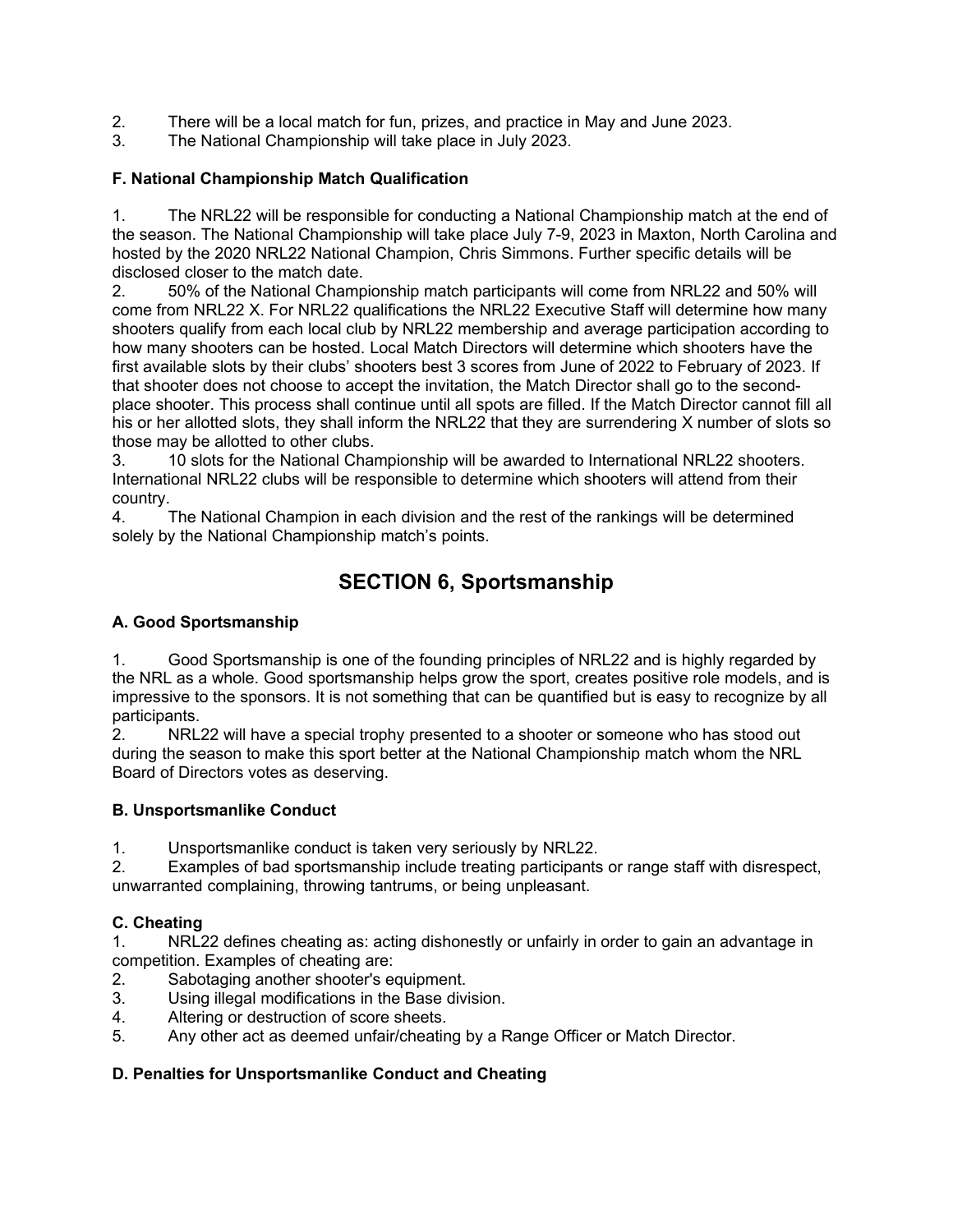2. There will be a local match for fun, prizes, and practice in May and June 2023.
3. The National Championship will take place in July 2023.

### F. National Championship Match Qualification

1. The NRL22 will be responsible for conducting a National Championship match at the end of the season. The National Championship will take place July 7-9, 2023 in Maxton, North Carolina and hosted by the 2020 NRL22 National Champion, Chris Simmons. Further specific details will be disclosed closer to the match date.
2. 50% of the National Championship match participants will come from NRL22 and 50% will come from NRL22 X. For NRL22 qualifications the NRL22 Executive Staff will determine how many shooters qualify from each local club by NRL22 membership and average participation according to how many shooters can be hosted. Local Match Directors will determine which shooters have the first available slots by their clubs' shooters best 3 scores from June of 2022 to February of 2023. If that shooter does not choose to accept the invitation, the Match Director shall go to the second-place shooter. This process shall continue until all spots are filled. If the Match Director cannot fill all his or her allotted slots, they shall inform the NRL22 that they are surrendering X number of slots so those may be allotted to other clubs.
3. 10 slots for the National Championship will be awarded to International NRL22 shooters. International NRL22 clubs will be responsible to determine which shooters will attend from their country.
4. The National Champion in each division and the rest of the rankings will be determined solely by the National Championship match's points.

## SECTION 6, Sportsmanship

### A. Good Sportsmanship

1. Good Sportsmanship is one of the founding principles of NRL22 and is highly regarded by the NRL as a whole. Good sportsmanship helps grow the sport, creates positive role models, and is impressive to the sponsors. It is not something that can be quantified but is easy to recognize by all participants.
2. NRL22 will have a special trophy presented to a shooter or someone who has stood out during the season to make this sport better at the National Championship match whom the NRL Board of Directors votes as deserving.

### B. Unsportsmanlike Conduct

1. Unsportsmanlike conduct is taken very seriously by NRL22.
2. Examples of bad sportsmanship include treating participants or range staff with disrespect, unwarranted complaining, throwing tantrums, or being unpleasant.

### C. Cheating

1. NRL22 defines cheating as: acting dishonestly or unfairly in order to gain an advantage in competition. Examples of cheating are:
2. Sabotaging another shooter's equipment.
3. Using illegal modifications in the Base division.
4. Altering or destruction of score sheets.
5. Any other act as deemed unfair/cheating by a Range Officer or Match Director.

### D. Penalties for Unsportsmanlike Conduct and Cheating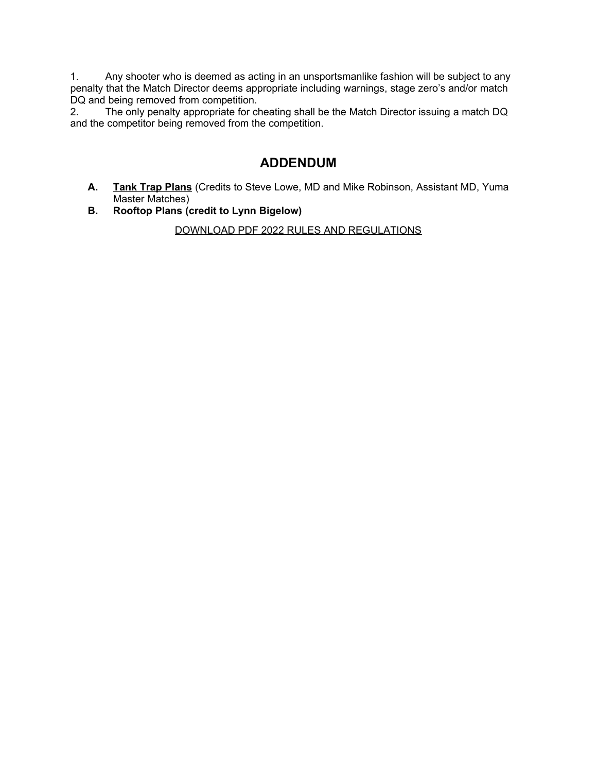1. Any shooter who is deemed as acting in an unsportsmanlike fashion will be subject to any penalty that the Match Director deems appropriate including warnings, stage zero's and/or match DQ and being removed from competition.
2. The only penalty appropriate for cheating shall be the Match Director issuing a match DQ and the competitor being removed from the competition.

## ADDENDUM

**A.** **Tank Trap Plans** (Credits to Steve Lowe, MD and Mike Robinson, Assistant MD, Yuma Master Matches)

**B.** **Rooftop Plans (credit to Lynn Bigelow)**

DOWNLOAD PDF 2022 RULES AND REGULATIONS